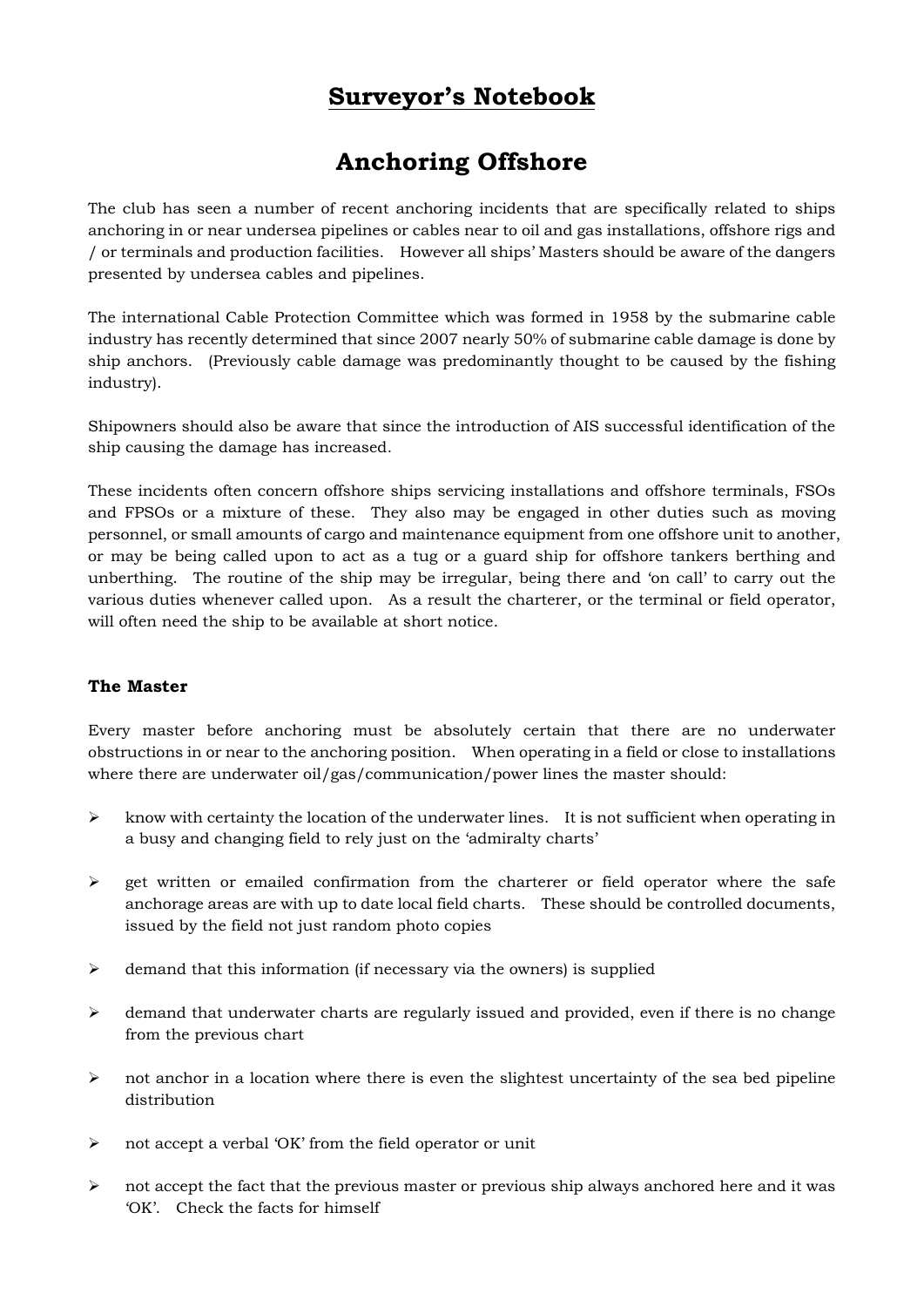# Surveyor's Notebook

# Anchoring Offshore

The club has seen a number of recent anchoring incidents that are specifically related to ships anchoring in or near undersea pipelines or cables near to oil and gas installations, offshore rigs and / or terminals and production facilities. However all ships' Masters should be aware of the dangers presented by undersea cables and pipelines.

The international Cable Protection Committee which was formed in 1958 by the submarine cable industry has recently determined that since 2007 nearly 50% of submarine cable damage is done by ship anchors. (Previously cable damage was predominantly thought to be caused by the fishing industry).

Shipowners should also be aware that since the introduction of AIS successful identification of the ship causing the damage has increased.

These incidents often concern offshore ships servicing installations and offshore terminals, FSOs and FPSOs or a mixture of these. They also may be engaged in other duties such as moving personnel, or small amounts of cargo and maintenance equipment from one offshore unit to another, or may be being called upon to act as a tug or a guard ship for offshore tankers berthing and unberthing. The routine of the ship may be irregular, being there and 'on call' to carry out the various duties whenever called upon. As a result the charterer, or the terminal or field operator, will often need the ship to be available at short notice.

### The Master

Every master before anchoring must be absolutely certain that there are no underwater obstructions in or near to the anchoring position. When operating in a field or close to installations where there are underwater oil/gas/communication/power lines the master should:

- know with certainty the location of the underwater lines. It is not sufficient when operating in a busy and changing field to rely just on the 'admiralty charts'
- get written or emailed confirmation from the charterer or field operator where the safe anchorage areas are with up to date local field charts. These should be controlled documents, issued by the field not just random photo copies
- demand that this information (if necessary via the owners) is supplied
- demand that underwater charts are regularly issued and provided, even if there is no change from the previous chart
- not anchor in a location where there is even the slightest uncertainty of the sea bed pipeline distribution
- not accept a verbal 'OK' from the field operator or unit
- not accept the fact that the previous master or previous ship always anchored here and it was 'OK'. Check the facts for himself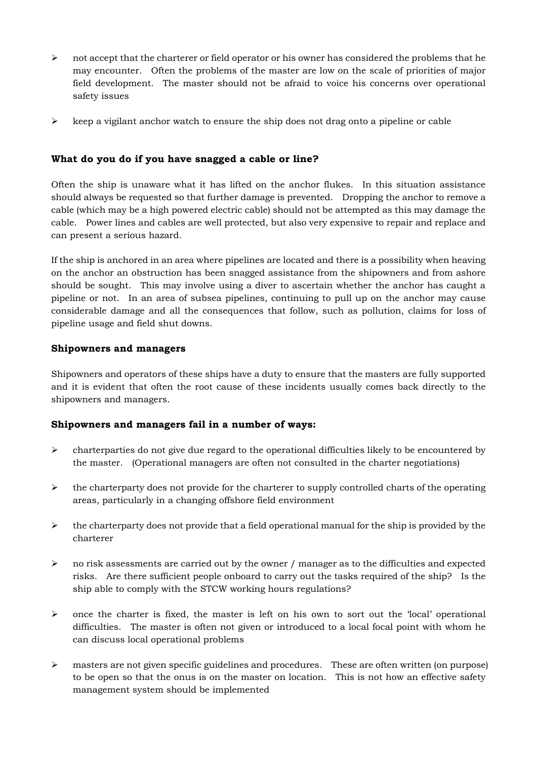- not accept that the charterer or field operator or his owner has considered the problems that he may encounter. Often the problems of the master are low on the scale of priorities of major field development. The master should not be afraid to voice his concerns over operational safety issues

- keep a vigilant anchor watch to ensure the ship does not drag onto a pipeline or cable

### What do you do if you have snagged a cable or line?

Often the ship is unaware what it has lifted on the anchor flukes. In this situation assistance should always be requested so that further damage is prevented. Dropping the anchor to remove a cable (which may be a high powered electric cable) should not be attempted as this may damage the cable. Power lines and cables are well protected, but also very expensive to repair and replace and can present a serious hazard.

If the ship is anchored in an area where pipelines are located and there is a possibility when heaving on the anchor an obstruction has been snagged assistance from the shipowners and from ashore should be sought. This may involve using a diver to ascertain whether the anchor has caught a pipeline or not. In an area of subsea pipelines, continuing to pull up on the anchor may cause considerable damage and all the consequences that follow, such as pollution, claims for loss of pipeline usage and field shut downs.

### Shipowners and managers

Shipowners and operators of these ships have a duty to ensure that the masters are fully supported and it is evident that often the root cause of these incidents usually comes back directly to the shipowners and managers.

### Shipowners and managers fail in a number of ways:

- charterparties do not give due regard to the operational difficulties likely to be encountered by the master. (Operational managers are often not consulted in the charter negotiations)

- the charterparty does not provide for the charterer to supply controlled charts of the operating areas, particularly in a changing offshore field environment

- the charterparty does not provide that a field operational manual for the ship is provided by the charterer

- no risk assessments are carried out by the owner / manager as to the difficulties and expected risks. Are there sufficient people onboard to carry out the tasks required of the ship? Is the ship able to comply with the STCW working hours regulations?

- once the charter is fixed, the master is left on his own to sort out the 'local' operational difficulties. The master is often not given or introduced to a local focal point with whom he can discuss local operational problems

- masters are not given specific guidelines and procedures. These are often written (on purpose) to be open so that the onus is on the master on location. This is not how an effective safety management system should be implemented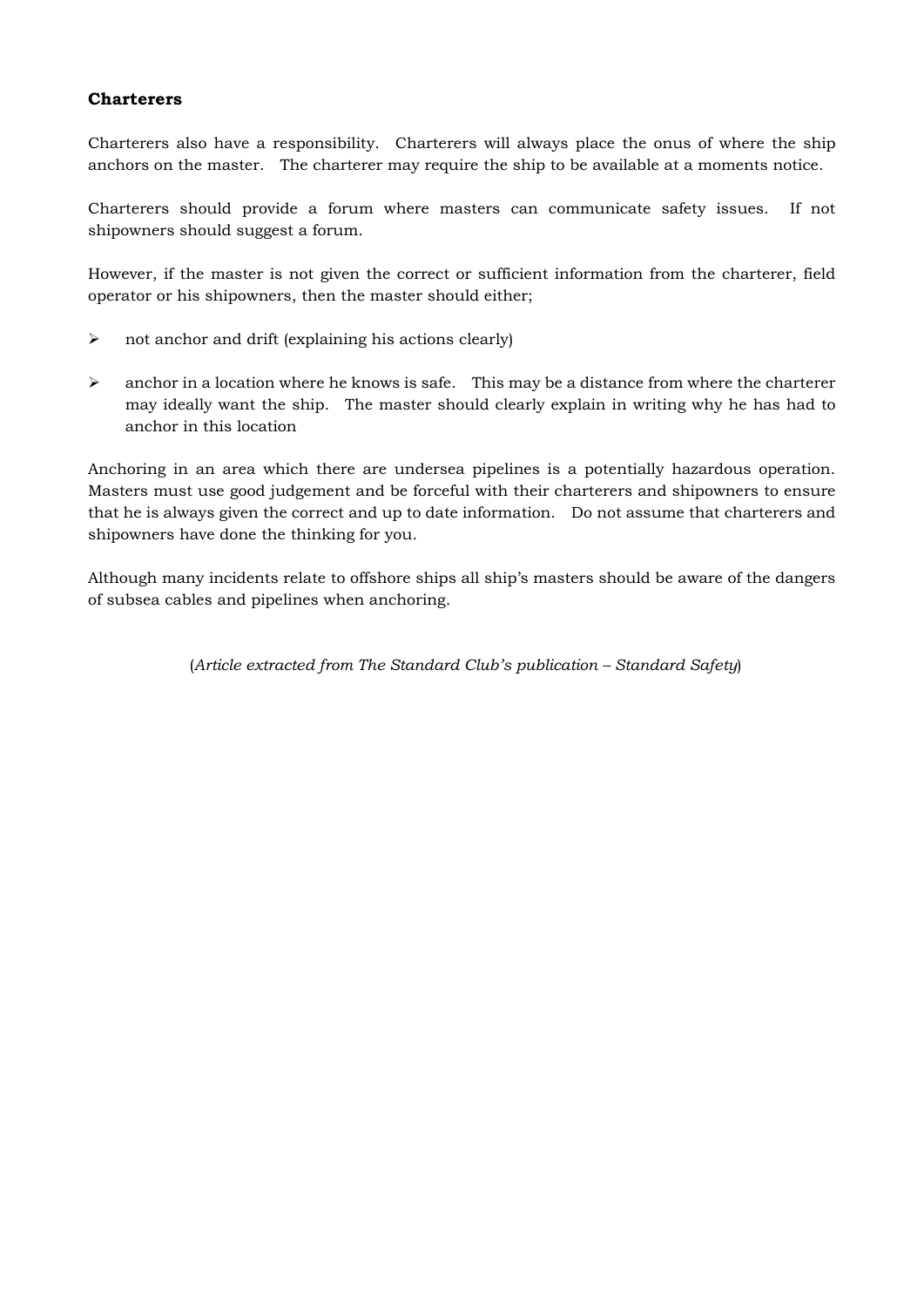**Charterers**

Charterers also have a responsibility. Charterers will always place the onus of where the ship anchors on the master. The charterer may require the ship to be available at a moments notice.

Charterers should provide a forum where masters can communicate safety issues. If not shipowners should suggest a forum.

However, if the master is not given the correct or sufficient information from the charterer, field operator or his shipowners, then the master should either;

- not anchor and drift (explaining his actions clearly)
- anchor in a location where he knows is safe. This may be a distance from where the charterer may ideally want the ship. The master should clearly explain in writing why he has had to anchor in this location

Anchoring in an area which there are undersea pipelines is a potentially hazardous operation. Masters must use good judgement and be forceful with their charterers and shipowners to ensure that he is always given the correct and up to date information. Do not assume that charterers and shipowners have done the thinking for you.

Although many incidents relate to offshore ships all ship's masters should be aware of the dangers of subsea cables and pipelines when anchoring.

(*Article extracted from The Standard Club's publication – Standard Safety*)